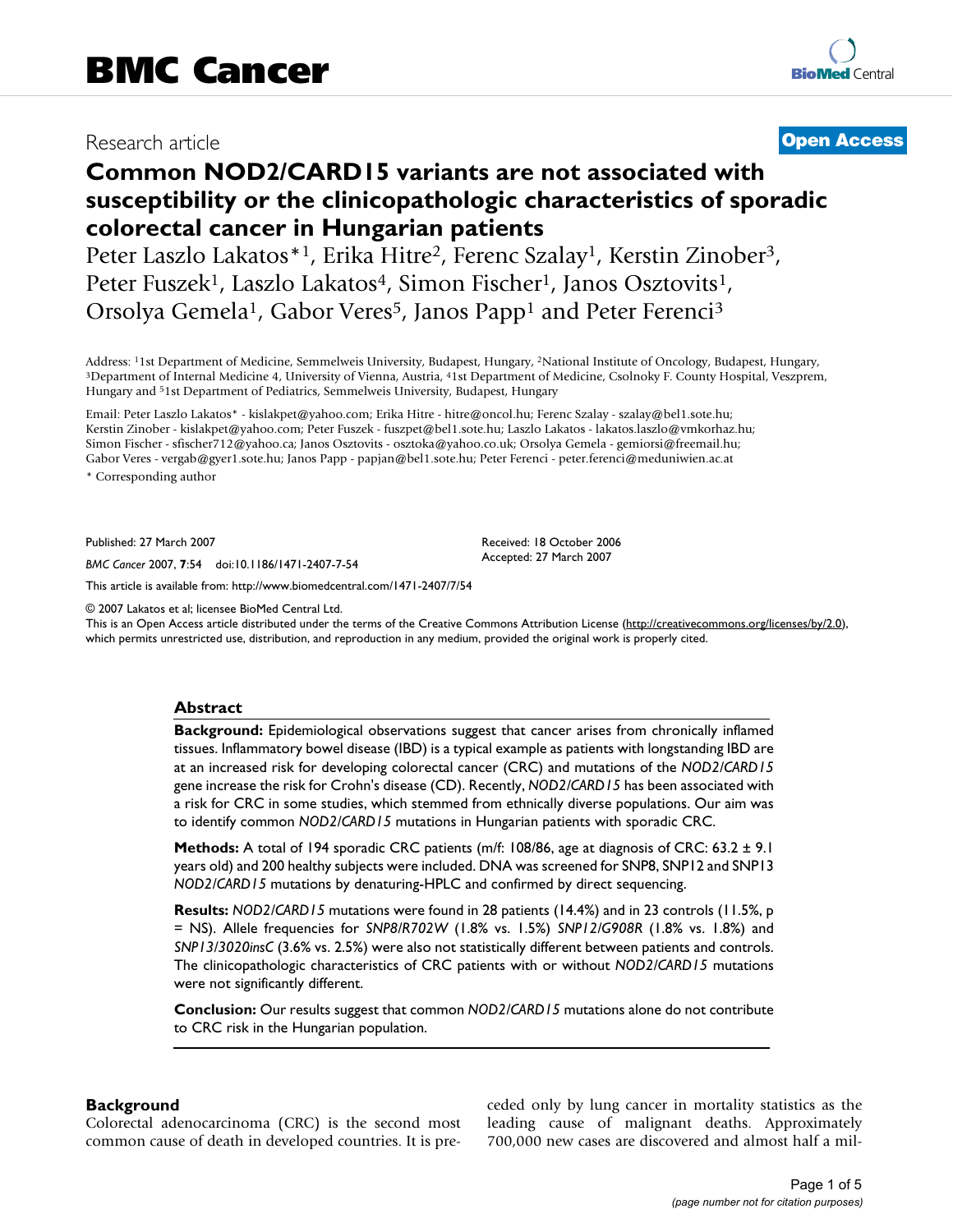# BMC Cancer

Research article

**Open Access**

# Common NOD2/CARD15 variants are not associated with susceptibility or the clinicopathologic characteristics of sporadic colorectal cancer in Hungarian patients

Peter Laszlo Lakatos*[1], Erika Hitre[2], Ferenc Szalay[1], Kerstin Zinober[3], Peter Fuszek[1], Laszlo Lakatos[4], Simon Fischer[1], Janos Osztovits[1], Orsolya Gemela[1], Gabor Veres[5], Janos Papp[1] and Peter Ferenci[3]

Address: [1]1st Department of Medicine, Semmelweis University, Budapest, Hungary, [2]National Institute of Oncology, Budapest, Hungary, [3]Department of Internal Medicine 4, University of Vienna, Austria, [4]1st Department of Medicine, Csolnoky F. County Hospital, Veszprem, Hungary and [5]1st Department of Pediatrics, Semmelweis University, Budapest, Hungary

Email: Peter Laszlo Lakatos* - kislakpet@yahoo.com; Erika Hitre - hitre@oncol.hu; Ferenc Szalay - szalay@bel1.sote.hu; Kerstin Zinober - kislakpet@yahoo.com; Peter Fuszek - fuszpet@bel1.sote.hu; Laszlo Lakatos - lakatos.laszlo@vmkorhaz.hu; Simon Fischer - sfischer712@yahoo.ca; Janos Osztovits - osztoka@yahoo.co.uk; Orsolya Gemela - gemiorsi@freemail.hu; Gabor Veres - vergab@gyer1.sote.hu; Janos Papp - papjan@bel1.sote.hu; Peter Ferenci - peter.ferenci@meduniwien.ac.at

* Corresponding author

Published: 27 March 2007

*BMC Cancer* 2007, **7**:54 doi:10.1186/1471-2407-7-54

Received: 18 October 2006
Accepted: 27 March 2007

This article is available from: http://www.biomedcentral.com/1471-2407/7/54

© 2007 Lakatos et al; licensee BioMed Central Ltd.
This is an Open Access article distributed under the terms of the Creative Commons Attribution License (http://creativecommons.org/licenses/by/2.0), which permits unrestricted use, distribution, and reproduction in any medium, provided the original work is properly cited.

## Abstract

**Background:** Epidemiological observations suggest that cancer arises from chronically inflamed tissues. Inflammatory bowel disease (IBD) is a typical example as patients with longstanding IBD are at an increased risk for developing colorectal cancer (CRC) and mutations of the *NOD2/CARD15* gene increase the risk for Crohn's disease (CD). Recently, *NOD2/CARD15* has been associated with a risk for CRC in some studies, which stemmed from ethnically diverse populations. Our aim was to identify common *NOD2/CARD15* mutations in Hungarian patients with sporadic CRC.

**Methods:** A total of 194 sporadic CRC patients (m/f: 108/86, age at diagnosis of CRC: 63.2 ± 9.1 years old) and 200 healthy subjects were included. DNA was screened for SNP8, SNP12 and SNP13 *NOD2/CARD15* mutations by denaturing-HPLC and confirmed by direct sequencing.

**Results:** *NOD2/CARD15* mutations were found in 28 patients (14.4%) and in 23 controls (11.5%, p = NS). Allele frequencies for *SNP8/R702W* (1.8% vs. 1.5%) *SNP12/G908R* (1.8% vs. 1.8%) and *SNP13/3020insC* (3.6% vs. 2.5%) were also not statistically different between patients and controls. The clinicopathologic characteristics of CRC patients with or without *NOD2/CARD15* mutations were not significantly different.

**Conclusion:** Our results suggest that common *NOD2/CARD15* mutations alone do not contribute to CRC risk in the Hungarian population.

## Background

Colorectal adenocarcinoma (CRC) is the second most common cause of death in developed countries. It is preceded only by lung cancer in mortality statistics as the leading cause of malignant deaths. Approximately 700,000 new cases are discovered and almost half a mil-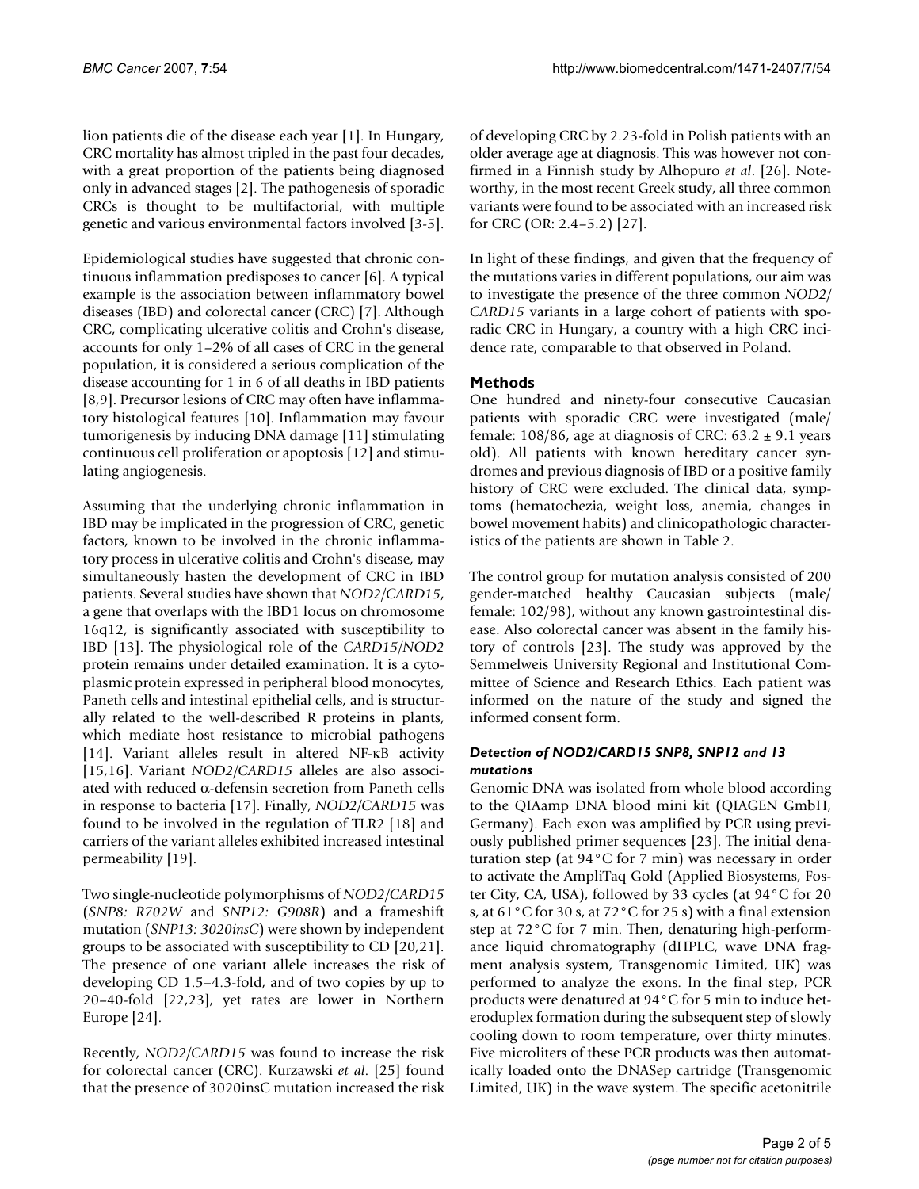lion patients die of the disease each year [1]. In Hungary, CRC mortality has almost tripled in the past four decades, with a great proportion of the patients being diagnosed only in advanced stages [2]. The pathogenesis of sporadic CRCs is thought to be multifactorial, with multiple genetic and various environmental factors involved [3-5].

Epidemiological studies have suggested that chronic continuous inflammation predisposes to cancer [6]. A typical example is the association between inflammatory bowel diseases (IBD) and colorectal cancer (CRC) [7]. Although CRC, complicating ulcerative colitis and Crohn's disease, accounts for only 1–2% of all cases of CRC in the general population, it is considered a serious complication of the disease accounting for 1 in 6 of all deaths in IBD patients [8,9]. Precursor lesions of CRC may often have inflammatory histological features [10]. Inflammation may favour tumorigenesis by inducing DNA damage [11] stimulating continuous cell proliferation or apoptosis [12] and stimulating angiogenesis.

Assuming that the underlying chronic inflammation in IBD may be implicated in the progression of CRC, genetic factors, known to be involved in the chronic inflammatory process in ulcerative colitis and Crohn's disease, may simultaneously hasten the development of CRC in IBD patients. Several studies have shown that *NOD2/CARD15*, a gene that overlaps with the IBD1 locus on chromosome 16q12, is significantly associated with susceptibility to IBD [13]. The physiological role of the *CARD15/NOD2* protein remains under detailed examination. It is a cytoplasmic protein expressed in peripheral blood monocytes, Paneth cells and intestinal epithelial cells, and is structurally related to the well-described R proteins in plants, which mediate host resistance to microbial pathogens [14]. Variant alleles result in altered NF-κB activity [15,16]. Variant *NOD2/CARD15* alleles are also associated with reduced α-defensin secretion from Paneth cells in response to bacteria [17]. Finally, *NOD2/CARD15* was found to be involved in the regulation of TLR2 [18] and carriers of the variant alleles exhibited increased intestinal permeability [19].

Two single-nucleotide polymorphisms of *NOD2/CARD15* (*SNP8: R702W* and *SNP12: G908R*) and a frameshift mutation (*SNP13: 3020insC*) were shown by independent groups to be associated with susceptibility to CD [20,21]. The presence of one variant allele increases the risk of developing CD 1.5–4.3-fold, and of two copies by up to 20–40-fold [22,23], yet rates are lower in Northern Europe [24].

Recently, *NOD2/CARD15* was found to increase the risk for colorectal cancer (CRC). Kurzawski *et al*. [25] found that the presence of 3020insC mutation increased the risk of developing CRC by 2.23-fold in Polish patients with an older average age at diagnosis. This was however not confirmed in a Finnish study by Alhopuro *et al*. [26]. Noteworthy, in the most recent Greek study, all three common variants were found to be associated with an increased risk for CRC (OR: 2.4–5.2) [27].

In light of these findings, and given that the frequency of the mutations varies in different populations, our aim was to investigate the presence of the three common *NOD2/CARD15* variants in a large cohort of patients with sporadic CRC in Hungary, a country with a high CRC incidence rate, comparable to that observed in Poland.

## Methods

One hundred and ninety-four consecutive Caucasian patients with sporadic CRC were investigated (male/female: 108/86, age at diagnosis of CRC: 63.2 ± 9.1 years old). All patients with known hereditary cancer syndromes and previous diagnosis of IBD or a positive family history of CRC were excluded. The clinical data, symptoms (hematochezia, weight loss, anemia, changes in bowel movement habits) and clinicopathologic characteristics of the patients are shown in Table 2.

The control group for mutation analysis consisted of 200 gender-matched healthy Caucasian subjects (male/female: 102/98), without any known gastrointestinal disease. Also colorectal cancer was absent in the family history of controls [23]. The study was approved by the Semmelweis University Regional and Institutional Committee of Science and Research Ethics. Each patient was informed on the nature of the study and signed the informed consent form.

### *Detection of NOD2/CARD15 SNP8, SNP12 and 13 mutations*

Genomic DNA was isolated from whole blood according to the QIAamp DNA blood mini kit (QIAGEN GmbH, Germany). Each exon was amplified by PCR using previously published primer sequences [23]. The initial denaturation step (at 94°C for 7 min) was necessary in order to activate the AmpliTaq Gold (Applied Biosystems, Foster City, CA, USA), followed by 33 cycles (at 94°C for 20 s, at 61°C for 30 s, at 72°C for 25 s) with a final extension step at 72°C for 7 min. Then, denaturing high-performance liquid chromatography (dHPLC, wave DNA fragment analysis system, Transgenomic Limited, UK) was performed to analyze the exons. In the final step, PCR products were denatured at 94°C for 5 min to induce heteroduplex formation during the subsequent step of slowly cooling down to room temperature, over thirty minutes. Five microliters of these PCR products was then automatically loaded onto the DNASep cartridge (Transgenomic Limited, UK) in the wave system. The specific acetonitrile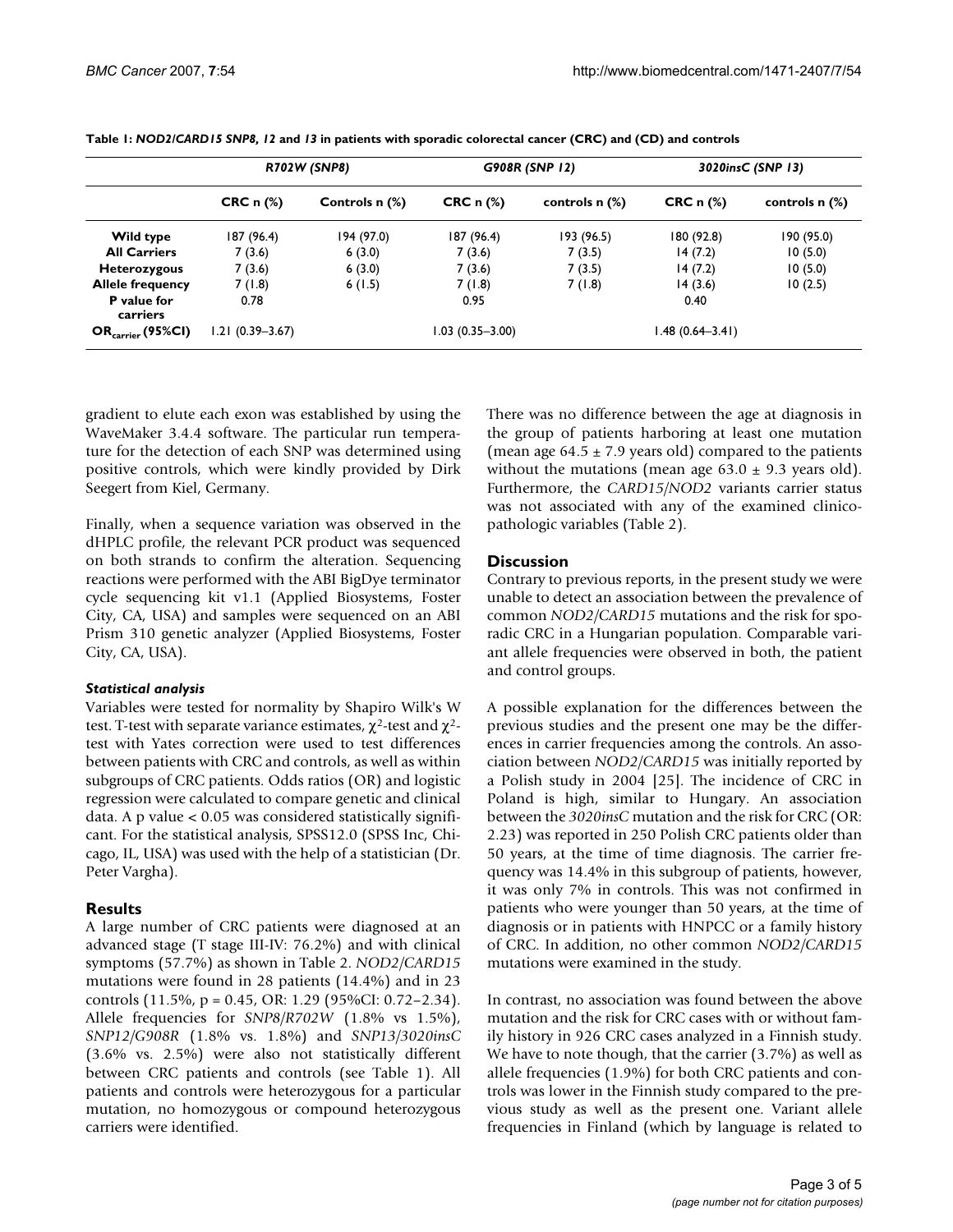**Table 1: *NOD2/CARD15 SNP8, 12* and *13* in patients with sporadic colorectal cancer (CRC) and (CD) and controls**

| | *R702W (SNP8)* | | *G908R (SNP 12)* | | *3020insC (SNP 13)* | |
|---|---|---|---|---|---|---|
| | **CRC n (%)** | **Controls n (%)** | **CRC n (%)** | **controls n (%)** | **CRC n (%)** | **controls n (%)** |
| **Wild type** | 187 (96.4) | 194 (97.0) | 187 (96.4) | 193 (96.5) | 180 (92.8) | 190 (95.0) |
| **All Carriers** | 7 (3.6) | 6 (3.0) | 7 (3.6) | 7 (3.5) | 14 (7.2) | 10 (5.0) |
| **Heterozygous** | 7 (3.6) | 6 (3.0) | 7 (3.6) | 7 (3.5) | 14 (7.2) | 10 (5.0) |
| **Allele frequency** | 7 (1.8) | 6 (1.5) | 7 (1.8) | 7 (1.8) | 14 (3.6) | 10 (2.5) |
| **P value for carriers** | 0.78 | | 0.95 | | 0.40 | |
| **$OR_{carrier}$ (95%CI)** | 1.21 (0.39–3.67) | | 1.03 (0.35–3.00) | | 1.48 (0.64–3.41) | |

gradient to elute each exon was established by using the WaveMaker 3.4.4 software. The particular run temperature for the detection of each SNP was determined using positive controls, which were kindly provided by Dirk Seegert from Kiel, Germany.

Finally, when a sequence variation was observed in the dHPLC profile, the relevant PCR product was sequenced on both strands to confirm the alteration. Sequencing reactions were performed with the ABI BigDye terminator cycle sequencing kit v1.1 (Applied Biosystems, Foster City, CA, USA) and samples were sequenced on an ABI Prism 310 genetic analyzer (Applied Biosystems, Foster City, CA, USA).

### *Statistical analysis*

Variables were tested for normality by Shapiro Wilk's W test. T-test with separate variance estimates, $\chi^2$-test and $\chi^2$-test with Yates correction were used to test differences between patients with CRC and controls, as well as within subgroups of CRC patients. Odds ratios (OR) and logistic regression were calculated to compare genetic and clinical data. A p value < 0.05 was considered statistically significant. For the statistical analysis, SPSS12.0 (SPSS Inc, Chicago, IL, USA) was used with the help of a statistician (Dr. Peter Vargha).

## Results

A large number of CRC patients were diagnosed at an advanced stage (T stage III-IV: 76.2%) and with clinical symptoms (57.7%) as shown in Table 2. *NOD2/CARD15* mutations were found in 28 patients (14.4%) and in 23 controls (11.5%, p = 0.45, OR: 1.29 (95%CI: 0.72–2.34). Allele frequencies for *SNP8/R702W* (1.8% vs 1.5%), *SNP12/G908R* (1.8% vs. 1.8%) and *SNP13/3020insC* (3.6% vs. 2.5%) were also not statistically different between CRC patients and controls (see Table 1). All patients and controls were heterozygous for a particular mutation, no homozygous or compound heterozygous carriers were identified.

There was no difference between the age at diagnosis in the group of patients harboring at least one mutation (mean age 64.5 ± 7.9 years old) compared to the patients without the mutations (mean age 63.0 ± 9.3 years old). Furthermore, the *CARD15/NOD2* variants carrier status was not associated with any of the examined clinicopathologic variables (Table 2).

## Discussion

Contrary to previous reports, in the present study we were unable to detect an association between the prevalence of common *NOD2/CARD15* mutations and the risk for sporadic CRC in a Hungarian population. Comparable variant allele frequencies were observed in both, the patient and control groups.

A possible explanation for the differences between the previous studies and the present one may be the differences in carrier frequencies among the controls. An association between *NOD2/CARD15* was initially reported by a Polish study in 2004 [25]. The incidence of CRC in Poland is high, similar to Hungary. An association between the *3020insC* mutation and the risk for CRC (OR: 2.23) was reported in 250 Polish CRC patients older than 50 years, at the time of time diagnosis. The carrier frequency was 14.4% in this subgroup of patients, however, it was only 7% in controls. This was not confirmed in patients who were younger than 50 years, at the time of diagnosis or in patients with HNPCC or a family history of CRC. In addition, no other common *NOD2/CARD15* mutations were examined in the study.

In contrast, no association was found between the above mutation and the risk for CRC cases with or without family history in 926 CRC cases analyzed in a Finnish study. We have to note though, that the carrier (3.7%) as well as allele frequencies (1.9%) for both CRC patients and controls was lower in the Finnish study compared to the previous study as well as the present one. Variant allele frequencies in Finland (which by language is related to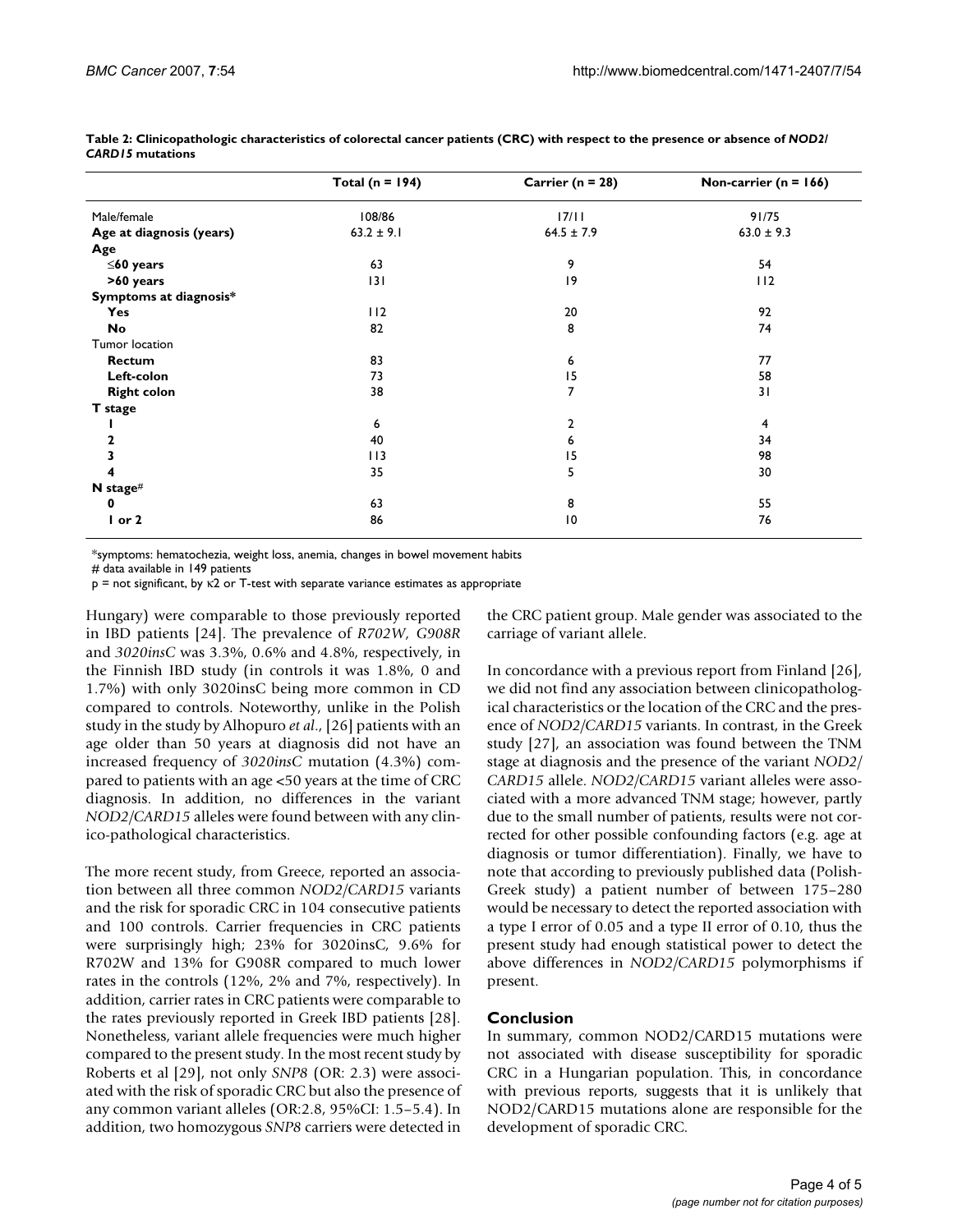**Table 2: Clinicopathologic characteristics of colorectal cancer patients (CRC) with respect to the presence or absence of *NOD2/CARD15* mutations**

| | Total (n = 194) | Carrier (n = 28) | Non-carrier (n = 166) |
|---|---|---|---|
| Male/female | 108/86 | 17/11 | 91/75 |
| **Age at diagnosis (years)** | 63.2 ± 9.1 | 64.5 ± 7.9 | 63.0 ± 9.3 |
| **Age** | | | |
| **≤60 years** | 63 | 9 | 54 |
| **>60 years** | 131 | 19 | 112 |
| **Symptoms at diagnosis*** | | | |
| **Yes** | 112 | 20 | 92 |
| **No** | 82 | 8 | 74 |
| Tumor location | | | |
| **Rectum** | 83 | 6 | 77 |
| **Left-colon** | 73 | 15 | 58 |
| **Right colon** | 38 | 7 | 31 |
| **T stage** | | | |
| **1** | 6 | 2 | 4 |
| **2** | 40 | 6 | 34 |
| **3** | 113 | 15 | 98 |
| **4** | 35 | 5 | 30 |
| **N stage#** | | | |
| **0** | 63 | 8 | 55 |
| **1 or 2** | 86 | 10 | 76 |

*symptoms: hematochezia, weight loss, anemia, changes in bowel movement habits

# data available in 149 patients

p = not significant, by κ2 or T-test with separate variance estimates as appropriate

Hungary) were comparable to those previously reported in IBD patients [24]. The prevalence of *R702W*, *G908R* and *3020insC* was 3.3%, 0.6% and 4.8%, respectively, in the Finnish IBD study (in controls it was 1.8%, 0 and 1.7%) with only 3020insC being more common in CD compared to controls. Noteworthy, unlike in the Polish study in the study by Alhopuro *et al*., [26] patients with an age older than 50 years at diagnosis did not have an increased frequency of *3020insC* mutation (4.3%) compared to patients with an age <50 years at the time of CRC diagnosis. In addition, no differences in the variant *NOD2/CARD15* alleles were found between with any clinico-pathological characteristics.

The more recent study, from Greece, reported an association between all three common *NOD2/CARD15* variants and the risk for sporadic CRC in 104 consecutive patients and 100 controls. Carrier frequencies in CRC patients were surprisingly high; 23% for 3020insC, 9.6% for R702W and 13% for G908R compared to much lower rates in the controls (12%, 2% and 7%, respectively). In addition, carrier rates in CRC patients were comparable to the rates previously reported in Greek IBD patients [28]. Nonetheless, variant allele frequencies were much higher compared to the present study. In the most recent study by Roberts et al [29], not only *SNP8* (OR: 2.3) were associated with the risk of sporadic CRC but also the presence of any common variant alleles (OR:2.8, 95%CI: 1.5–5.4). In addition, two homozygous *SNP8* carriers were detected in the CRC patient group. Male gender was associated to the carriage of variant allele.

In concordance with a previous report from Finland [26], we did not find any association between clinicopathological characteristics or the location of the CRC and the presence of *NOD2/CARD15* variants. In contrast, in the Greek study [27], an association was found between the TNM stage at diagnosis and the presence of the variant *NOD2/CARD15* allele. *NOD2/CARD15* variant alleles were associated with a more advanced TNM stage; however, partly due to the small number of patients, results were not corrected for other possible confounding factors (e.g. age at diagnosis or tumor differentiation). Finally, we have to note that according to previously published data (Polish-Greek study) a patient number of between 175–280 would be necessary to detect the reported association with a type I error of 0.05 and a type II error of 0.10, thus the present study had enough statistical power to detect the above differences in *NOD2/CARD15* polymorphisms if present.

## Conclusion

In summary, common NOD2/CARD15 mutations were not associated with disease susceptibility for sporadic CRC in a Hungarian population. This, in concordance with previous reports, suggests that it is unlikely that NOD2/CARD15 mutations alone are responsible for the development of sporadic CRC.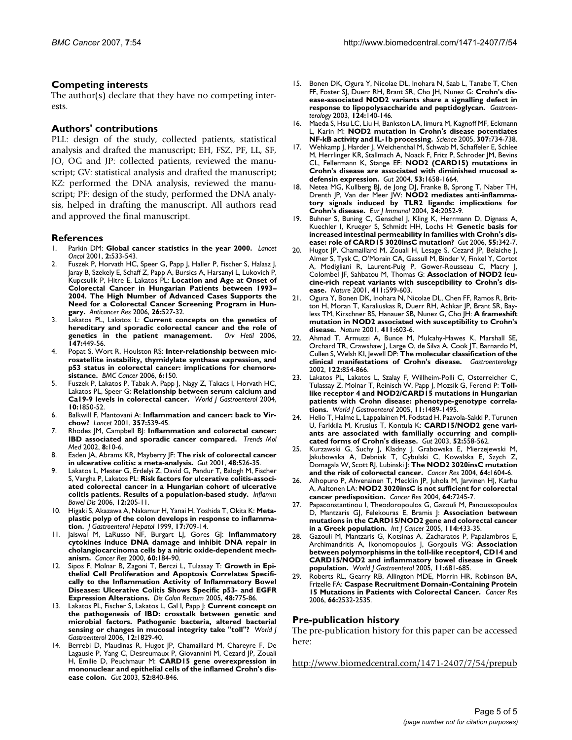## Competing interests

The author(s) declare that they have no competing interests.

## Authors' contributions

PLL: design of the study, collected patients, statistical analysis and drafted the manuscript; EH, FSZ, PF, LL, SF, JO, OG and JP: collected patients, reviewed the manuscript; GV: statistical analysis and drafted the manuscript; KZ: performed the DNA analysis, reviewed the manuscript; PF: design of the study, performed the DNA analysis, helped in drafting the manuscript. All authors read and approved the final manuscript.

## References

1. Parkin DM: **Global cancer statistics in the year 2000.** *Lancet Oncol* 2001, **2:**533-543.
2. Fuszek P, Horvath HC, Speer G, Papp J, Haller P, Fischer S, Halasz J, Jaray B, Szekely E, Schaff Z, Papp A, Bursics A, Harsanyi L, Lukovich P, Kupcsulik P, Hitre E, Lakatos PL: **Location and Age at Onset of Colorectal Cancer in Hungarian Patients between 1993–2004. The High Number of Advanced Cases Supports the Need for a Colorectal Cancer Screening Program in Hungary.** *Anticancer Res* 2006, **26:**527-32.
3. Lakatos PL, Lakatos L: **Current concepts on the genetics of hereditary and sporadic colorectal cancer and the role of genetics in the patient management.** *Orv Hetil* 2006, **147:**449-56.
4. Popat S, Wort R, Houlston RS: **Inter-relationship between microsatellite instability, thymidylate synthase expression, and p53 status in colorectal cancer: implications for chemoresistance.** *BMC Cancer* 2006, **6:**150.
5. Fuszek P, Lakatos P, Tabak A, Papp J, Nagy Z, Takacs I, Horvath HC, Lakatos PL, Speer G: **Relationship between serum calcium and Ca19-9 levels in colorectal cancer.** *World J Gastroenterol* 2004, **10:**1850-52.
6. Balkwill F, Mantovani A: **Inflammation and cancer: back to Virchow?** *Lancet* 2001, **357:**539-45.
7. Rhodes JM, Campbell BJ: **Inflammation and colorectal cancer: IBD associated and sporadic cancer compared.** *Trends Mol Med* 2002, **8:**10-6.
8. Eaden JA, Abrams KR, Mayberry JF: **The risk of colorectal cancer in ulcerative colitis: a meta-analysis.** *Gut* 2001, **48:**526-35.
9. Lakatos L, Mester G, Erdelyi Z, David G, Pandur T, Balogh M, Fischer S, Vargha P, Lakatos PL: **Risk factors for ulcerative colitis-associated colorectal cancer in a Hungarian cohort of ulcerative colitis patients. Results of a population-based study.** *Inflamm Bowel Dis* 2006, **12:**205-11.
10. Higaki S, Akazawa A, Nakamur H, Yanai H, Yoshida T, Okita K: **Metaplastic polyp of the colon develops in response to inflammation.** *J Gastroenterol Hepatol* 1999, **17:**709-14.
11. Jaiswal M, LaRusso NF, Burgart LJ, Gores GJ: **Inflammatory cytokines induce DNA damage and inhibit DNA repair in cholangiocarcinoma cells by a nitric oxide-dependent mechanism.** *Cancer Res* 2000, **60:**184-90.
12. Sipos F, Molnar B, Zagoni T, Berczi L, Tulassay T: **Growth in Epithelial Cell Proliferation and Apoptosis Correlates Specifically to the Inflammation Activity of Inflammatory Bowel Diseases: Ulcerative Colitis Shows Specific p53- and EGFR Expression Alterations.** *Dis Colon Rectum* 2005, **48:**775-86.
13. Lakatos PL, Fischer S, Lakatos L, Gal I, Papp J: **Current concept on the pathogenesis of IBD: crosstalk between genetic and microbial factors. Pathogenic bacteria, altered bacterial sensing or changes in mucosal integrity take "toll"?** *World J Gastroenterol* 2006, **12:**1829-40.
14. Berrebi D, Maudinas R, Hugot JP, Chamaillard M, Chareyre F, De Lagausie P, Yang C, Desreumaux P, Giovannini M, Cezard JP, Zouali H, Emilie D, Peuchmaur M: **CARD15 gene overexpression in mononuclear and epithelial cells of the inflamed Crohn's disease colon.** *Gut* 2003, **52:**840-846.
15. Bonen DK, Ogura Y, Nicolae DL, Inohara N, Saab L, Tanabe T, Chen FF, Foster SJ, Duerr RH, Brant SR, Cho JH, Nunez G: **Crohn's disease-associated NOD2 variants share a signalling defect in response to lipopolysaccharide and peptidoglycan.** *Gastroenterology* 2003, **124:**140-146.
16. Maeda S, Hsu LC, Liu H, Bankston LA, Iimura M, Kagnoff MF, Eckmann L, Karin M: **NOD2 mutation in Crohn's disease potentiates NF-kB activity and IL-1b processing.** *Science* 2005, **307:**734-738.
17. Wehkamp J, Harder J, Weichenthal M, Schwab M, Schaffeler E, Schlee M, Herrlinger KR, Stallmach A, Noack F, Fritz P, Schroder JM, Bevins CL, Fellermann K, Stange EF: **NOD2 (CARD15) mutations in Crohn's disease are associated with diminished mucosal a-defensin expression.** *Gut* 2004, **53:**1658-1664.
18. Netea MG, Kullberg BJ, de Jong DJ, Franke B, Sprong T, Naber TH, Drenth JP, Van der Meer JW: **NOD2 mediates anti-inflammatory signals induced by TLR2 ligands: implications for Crohn's disease.** *Eur J Immunol* 2004, **34:**2052-9.
19. Buhner S, Buning C, Genschel J, Kling K, Herrmann D, Dignass A, Kuechler I, Krueger S, Schmidt HH, Lochs H: **Genetic basis for increased intestinal permeability in families with Crohn's disease: role of CARD15 3020insC mutation?** *Gut* 2006, **55:**342-7.
20. Hugot JP, Chamaillard M, Zouali H, Lesage S, Cezard JP, Belaiche J, Almer S, Tysk C, O'Morain CA, Gassull M, Binder V, Finkel Y, Cortot A, Modigliani R, Laurent-Puig P, Gower-Rousseau C, Macry J, Colombel JF, Sahbatou M, Thomas G: **Association of NOD2 leucine-rich repeat variants with susceptibility to Crohn's disease.** *Nature* 2001, **411:**599-603.
21. Ogura Y, Bonen DK, Inohara N, Nicolae DL, Chen FF, Ramos R, Britton H, Moran T, Karaliuskas R, Duerr RH, Achkar JP, Brant SR, Bayless TM, Kirschner BS, Hanauer SB, Nunez G, Cho JH: **A frameshift mutation in NOD2 associated with susceptibility to Crohn's disease.** *Nature* 2001, **411:**603-6.
22. Ahmad T, Armuzzi A, Bunce M, Mulcahy-Hawes K, Marshall SE, Orchard TR, Crawshaw J, Large O, de Silva A, Cook JT, Barnardo M, Cullen S, Welsh KI, Jewell DP: **The molecular classification of the clinical manifestations of Crohn's disease.** *Gastroenterology* 2002, **122:**854-866.
23. Lakatos PL, Lakatos L, Szalay F, Willheim-Polli C, Osterreicher C, Tulassay Z, Molnar T, Reinisch W, Papp J, Mozsik G, Ferenci P: **Toll-like receptor 4 and NOD2/CARD15 mutations in Hungarian patients with Crohn disease: phenotype-genotype correlations.** *World J Gastroenterol* 2005, **11:**1489-1495.
24. Helio T, Halme L, Lappalainen M, Fodstad H, Paavola-Sakki P, Turunen U, Farkkila M, Krusius T, Kontula K: **CARD15/NOD2 gene variants are associated with familially occurring and complicated forms of Crohn's disease.** *Gut* 2003, **52:**558-562.
25. Kurzawski G, Suchy J, Kladny J, Grabowska E, Mierzejewski M, Jakubowska A, Debniak T, Cybulski C, Kowalska E, Szych Z, Domagala W, Scott RJ, Lubinski J: **The NOD2 3020insC mutation and the risk of colorectal cancer.** *Cancer Res* 2004, **64:**1604-6.
26. Alhopuro P, Ahvenainen T, Mecklin JP, Juhola M, Jarvinen HJ, Karhu A, Aaltonen LA: **NOD2 3020insC is not sufficient for colorectal cancer predisposition.** *Cancer Res* 2004, **64:**7245-7.
27. Papaconstantinou I, Theodoropoulos G, Gazouli M, Panoussopoulos D, Mantzaris GJ, Felekouras E, Bramis J: **Association between mutations in the CARD15/NOD2 gene and colorectal cancer in a Greek population.** *Int J Cancer* 2005, **114:**433-35.
28. Gazouli M, Mantzaris G, Kotsinas A, Zacharatos P, Papalambros E, Archimandritis A, Ikonomopoulos J, Gorgoulis VG: **Association between polymorphisms in the toll-like receptor4, CD14 and CARD15/NOD2 and inflammatory bowel disease in Greek population.** *World J Gastroenterol* 2005, **11:**681-685.
29. Roberts RL, Gearry RB, Allington MDE, Morrin HR, Robinson BA, Frizelle FA: **Caspase Recruitment Domain-Containing Protein 15 Mutations in Patients with Colorectal Cancer.** *Cancer Res* 2006, **66:**2532-2535.

## Pre-publication history

The pre-publication history for this paper can be accessed here:

http://www.biomedcentral.com/1471-2407/7/54/prepub